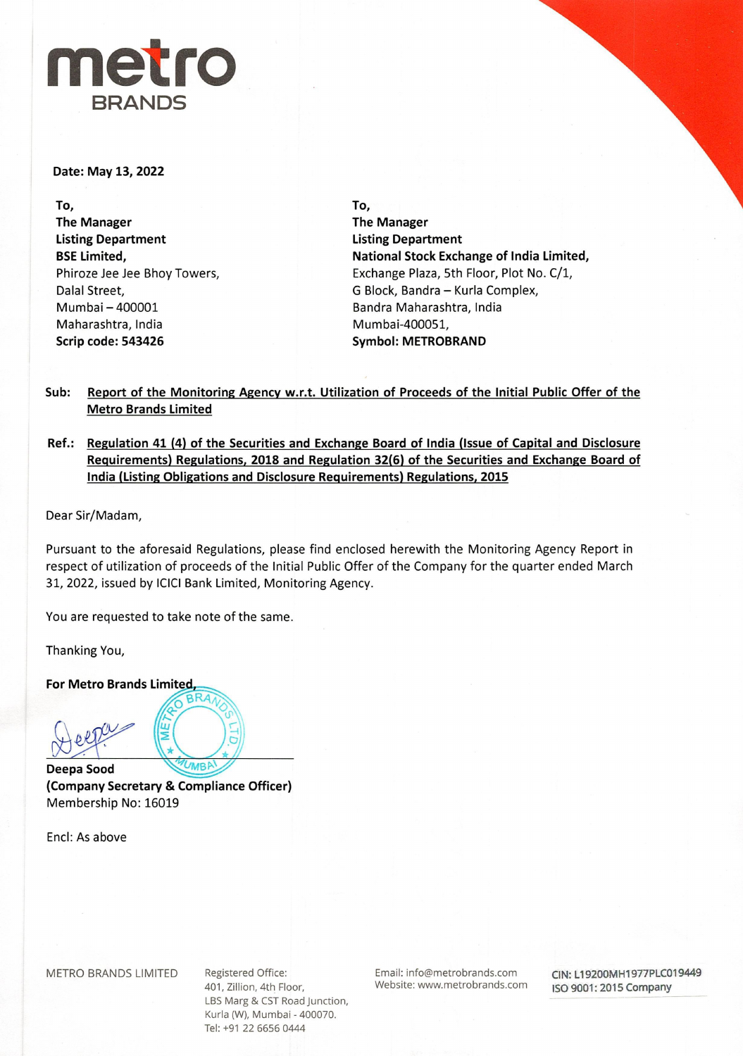**Date: May 13, 2022**

**To,**
**The Manager**
**Listing Department**
**BSE Limited,**
Phiroze Jee Jee Bhoy Towers,
Dalal Street,
Mumbai – 400001
Maharashtra, India
**Scrip code: 543426**

**To,**
**The Manager**
**Listing Department**
**National Stock Exchange of India Limited,**
Exchange Plaza, 5th Floor, Plot No. C/1,
G Block, Bandra – Kurla Complex,
Bandra Maharashtra, India
Mumbai-400051,
**Symbol: METROBRAND**

**Sub:** **Report of the Monitoring Agency w.r.t. Utilization of Proceeds of the Initial Public Offer of the Metro Brands Limited**

**Ref.:** **Regulation 41 (4) of the Securities and Exchange Board of India (Issue of Capital and Disclosure Requirements) Regulations, 2018 and Regulation 32(6) of the Securities and Exchange Board of India (Listing Obligations and Disclosure Requirements) Regulations, 2015**

Dear Sir/Madam,

Pursuant to the aforesaid Regulations, please find enclosed herewith the Monitoring Agency Report in respect of utilization of proceeds of the Initial Public Offer of the Company for the quarter ended March 31, 2022, issued by ICICI Bank Limited, Monitoring Agency.

You are requested to take note of the same.

Thanking You,

**For Metro Brands Limited,**

**Deepa Sood**
**(Company Secretary & Compliance Officer)**
Membership No: 16019

Encl: As above

METRO BRANDS LIMITED

Registered Office:
401, Zillion, 4th Floor,
LBS Marg & CST Road Junction,
Kurla (W), Mumbai - 400070.
Tel: +91 22 6656 0444

Email: info@metrobrands.com
Website: www.metrobrands.com

CIN: L19200MH1977PLC019449
ISO 9001: 2015 Company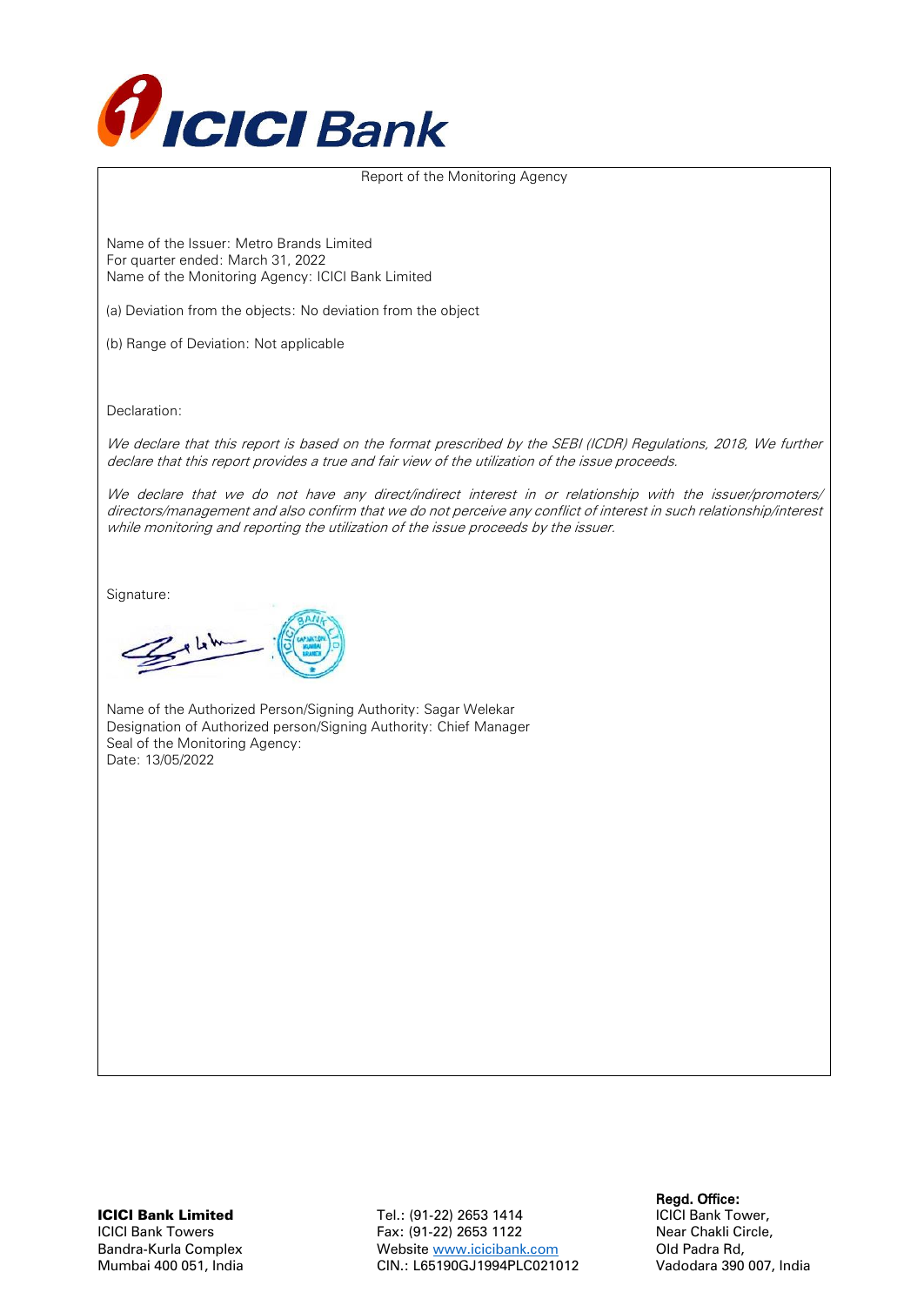Report of the Monitoring Agency

Name of the Issuer: Metro Brands Limited
For quarter ended: March 31, 2022
Name of the Monitoring Agency: ICICI Bank Limited

(a) Deviation from the objects: No deviation from the object

(b) Range of Deviation: Not applicable

Declaration:

*We declare that this report is based on the format prescribed by the SEBI (ICDR) Regulations, 2018, We further declare that this report provides a true and fair view of the utilization of the issue proceeds.*

*We declare that we do not have any direct/indirect interest in or relationship with the issuer/promoters/ directors/management and also confirm that we do not perceive any conflict of interest in such relationship/interest while monitoring and reporting the utilization of the issue proceeds by the issuer.*

Signature:

Name of the Authorized Person/Signing Authority: Sagar Welekar
Designation of Authorized person/Signing Authority: Chief Manager
Seal of the Monitoring Agency:
Date: 13/05/2022

**ICICI Bank Limited**
ICICI Bank Towers
Bandra-Kurla Complex
Mumbai 400 051, India

Tel.: (91-22) 2653 1414
Fax: (91-22) 2653 1122
Website www.icicibank.com
CIN.: L65190GJ1994PLC021012

**Regd. Office:**
ICICI Bank Tower,
Near Chakli Circle,
Old Padra Rd,
Vadodara 390 007, India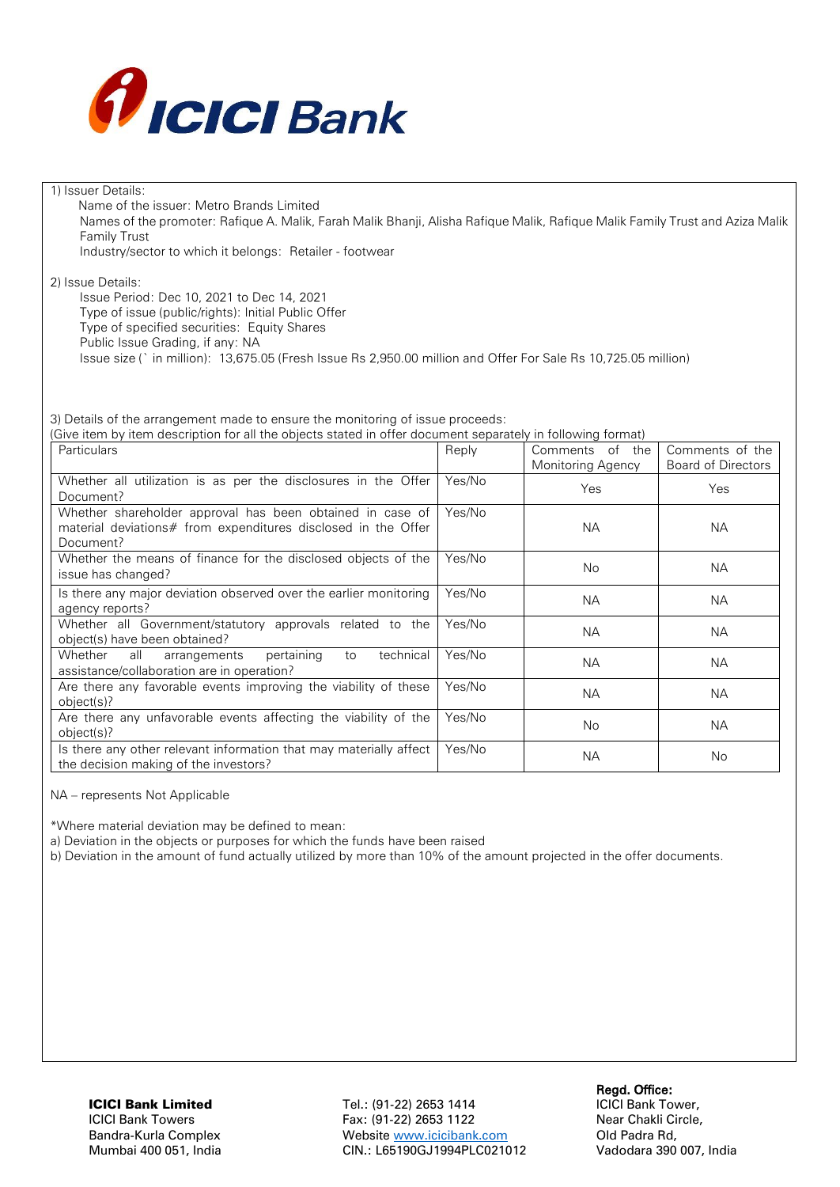1) Issuer Details:

Name of the issuer: Metro Brands Limited

Names of the promoter: Rafique A. Malik, Farah Malik Bhanji, Alisha Rafique Malik, Rafique Malik Family Trust and Aziza Malik Family Trust

Industry/sector to which it belongs: Retailer - footwear

2) Issue Details:

Issue Period: Dec 10, 2021 to Dec 14, 2021

Type of issue (public/rights): Initial Public Offer

Type of specified securities: Equity Shares

Public Issue Grading, if any: NA

Issue size (` in million): 13,675.05 (Fresh Issue Rs 2,950.00 million and Offer For Sale Rs 10,725.05 million)

3) Details of the arrangement made to ensure the monitoring of issue proceeds:

(Give item by item description for all the objects stated in offer document separately in following format)

| Particulars | Reply | Comments of the Monitoring Agency | Comments of the Board of Directors |
|---|---|---|---|
| Whether all utilization is as per the disclosures in the Offer Document? | Yes/No | Yes | Yes |
| Whether shareholder approval has been obtained in case of material deviations# from expenditures disclosed in the Offer Document? | Yes/No | NA | NA |
| Whether the means of finance for the disclosed objects of the issue has changed? | Yes/No | No | NA |
| Is there any major deviation observed over the earlier monitoring agency reports? | Yes/No | NA | NA |
| Whether all Government/statutory approvals related to the object(s) have been obtained? | Yes/No | NA | NA |
| Whether all arrangements pertaining to technical assistance/collaboration are in operation? | Yes/No | NA | NA |
| Are there any favorable events improving the viability of these object(s)? | Yes/No | NA | NA |
| Are there any unfavorable events affecting the viability of the object(s)? | Yes/No | No | NA |
| Is there any other relevant information that may materially affect the decision making of the investors? | Yes/No | NA | No |

NA – represents Not Applicable

*Where material deviation may be defined to mean:

a) Deviation in the objects or purposes for which the funds have been raised

b) Deviation in the amount of fund actually utilized by more than 10% of the amount projected in the offer documents.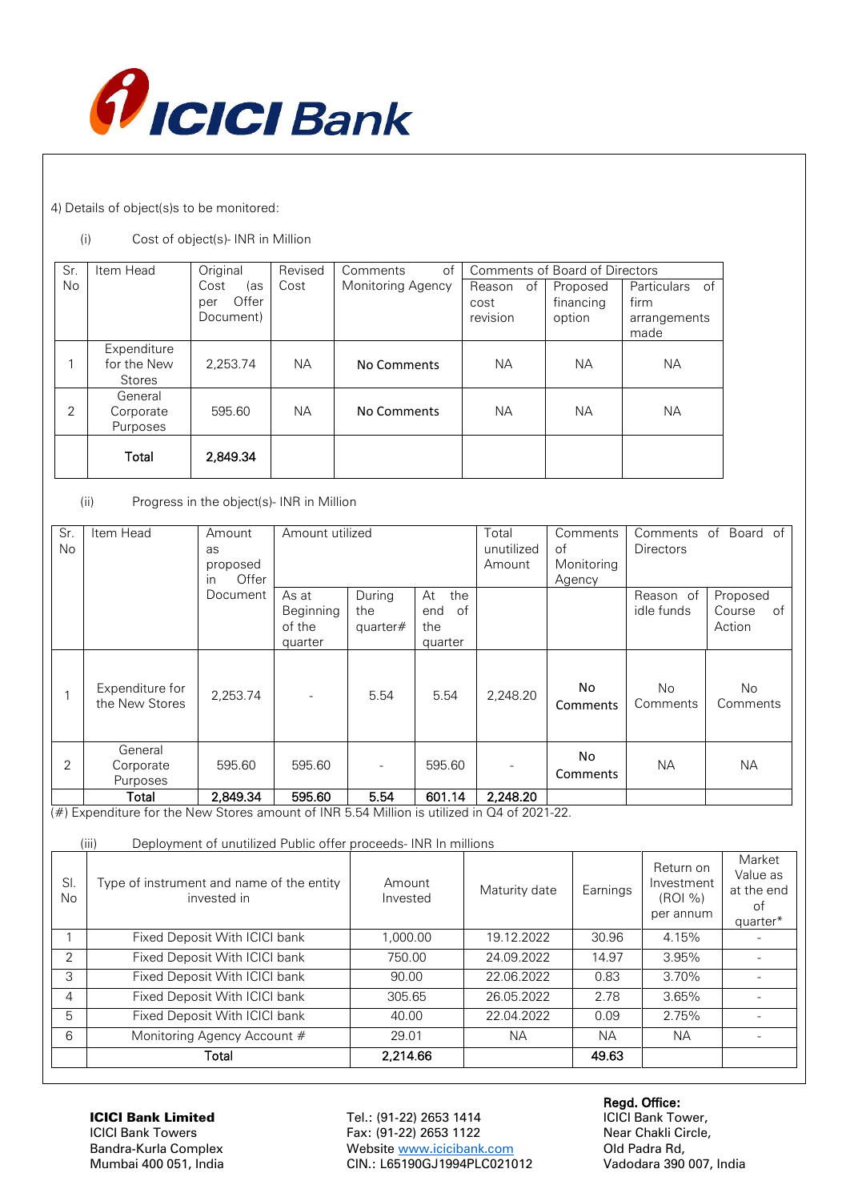4) Details of object(s)s to be monitored:

(i) Cost of object(s)- INR in Million

| Sr. No | Item Head | Original Cost (as per Offer Document) | Revised Cost | Comments of Monitoring Agency | Comments of Board of Directors | | |
|---|---|---|---|---|---|---|---|
| | | | | | Reason of cost revision | Proposed financing option | Particulars of firm arrangements made |
| 1 | Expenditure for the New Stores | 2,253.74 | NA | No Comments | NA | NA | NA |
| 2 | General Corporate Purposes | 595.60 | NA | No Comments | NA | NA | NA |
| | **Total** | **2,849.34** | | | | | |

(ii) Progress in the object(s)- INR in Million

| Sr. No | Item Head | Amount as proposed in Offer Document | Amount utilized | | | Total unutilized Amount | Comments of Monitoring Agency | Comments of Board of Directors | |
|---|---|---|---|---|---|---|---|---|---|
| | | | As at Beginning of the quarter | During the quarter# | At the end of the quarter | | | Reason of idle funds | Proposed Course of Action |
| 1 | Expenditure for the New Stores | 2,253.74 | - | 5.54 | 5.54 | 2,248.20 | No Comments | No Comments | No Comments |
| 2 | General Corporate Purposes | 595.60 | 595.60 | - | 595.60 | - | No Comments | NA | NA |
| | **Total** | **2,849.34** | **595.60** | **5.54** | **601.14** | **2,248.20** | | | |

(#) Expenditure for the New Stores amount of INR 5.54 Million is utilized in Q4 of 2021-22.

(iii) Deployment of unutilized Public offer proceeds- INR In millions

| Sl. No | Type of instrument and name of the entity invested in | Amount Invested | Maturity date | Earnings | Return on Investment (ROI %) per annum | Market Value as at the end of quarter* |
|---|---|---|---|---|---|---|
| 1 | Fixed Deposit With ICICI bank | 1,000.00 | 19.12.2022 | 30.96 | 4.15% | - |
| 2 | Fixed Deposit With ICICI bank | 750.00 | 24.09.2022 | 14.97 | 3.95% | - |
| 3 | Fixed Deposit With ICICI bank | 90.00 | 22.06.2022 | 0.83 | 3.70% | - |
| 4 | Fixed Deposit With ICICI bank | 305.65 | 26.05.2022 | 2.78 | 3.65% | - |
| 5 | Fixed Deposit With ICICI bank | 40.00 | 22.04.2022 | 0.09 | 2.75% | - |
| 6 | Monitoring Agency Account # | 29.01 | NA | NA | NA | - |
| | Total | **2,214.66** | | **49.63** | | |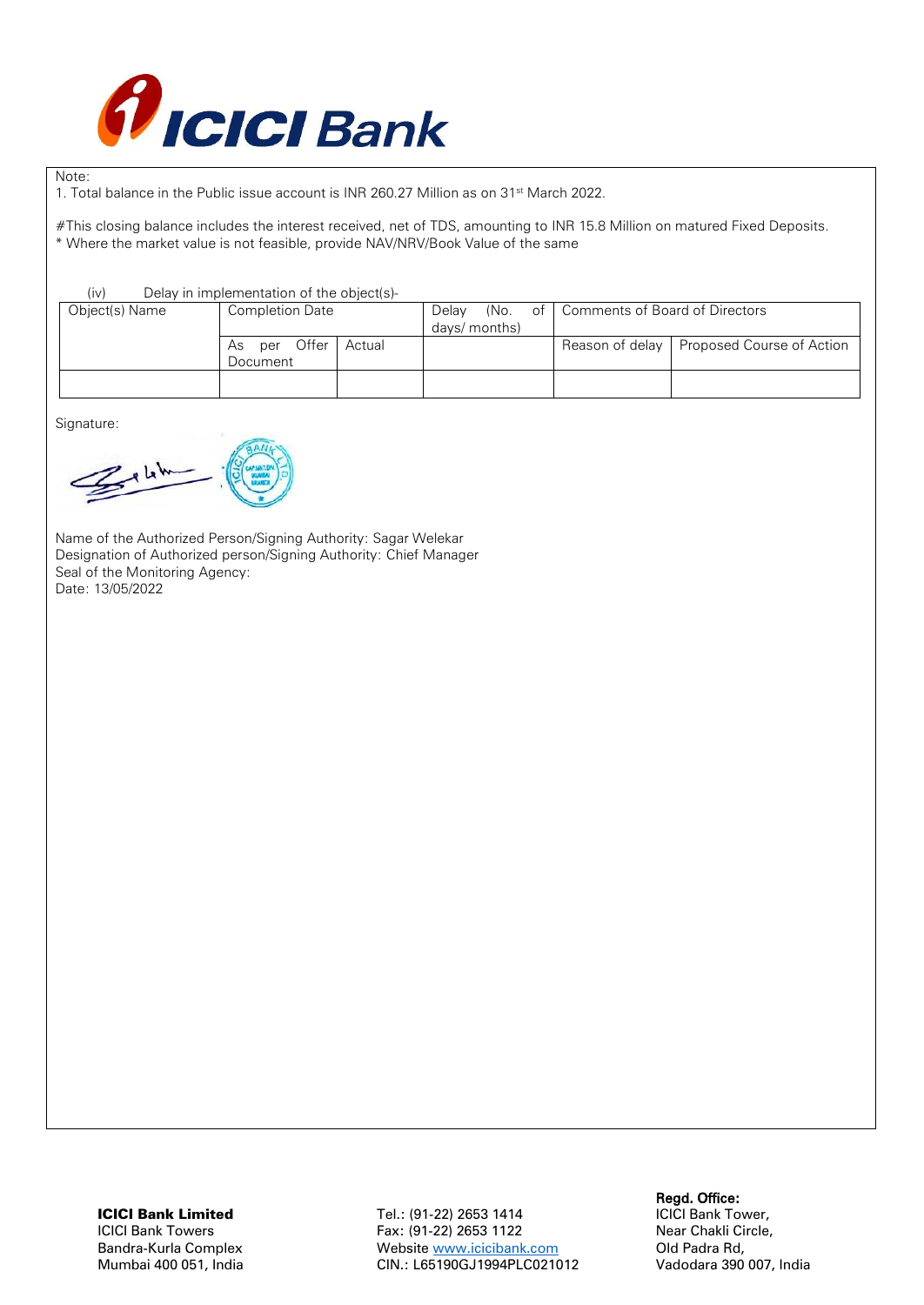Note:

1. Total balance in the Public issue account is INR 260.27 Million as on 31st March 2022.

#This closing balance includes the interest received, net of TDS, amounting to INR 15.8 Million on matured Fixed Deposits.
* Where the market value is not feasible, provide NAV/NRV/Book Value of the same

(iv) Delay in implementation of the object(s)-

| Object(s) Name | Completion Date | | Delay (No. of days/ months) | Comments of Board of Directors | |
|---|---|---|---|---|---|
| | As per Offer Document | Actual | | Reason of delay | Proposed Course of Action |
| | | | | | |

Signature:

Name of the Authorized Person/Signing Authority: Sagar Welekar
Designation of Authorized person/Signing Authority: Chief Manager
Seal of the Monitoring Agency:
Date: 13/05/2022

**ICICI Bank Limited**
ICICI Bank Towers
Bandra-Kurla Complex
Mumbai 400 051, India

Tel.: (91-22) 2653 1414
Fax: (91-22) 2653 1122
Website www.icicibank.com
CIN.: L65190GJ1994PLC021012

**Regd. Office:**
ICICI Bank Tower,
Near Chakli Circle,
Old Padra Rd,
Vadodara 390 007, India